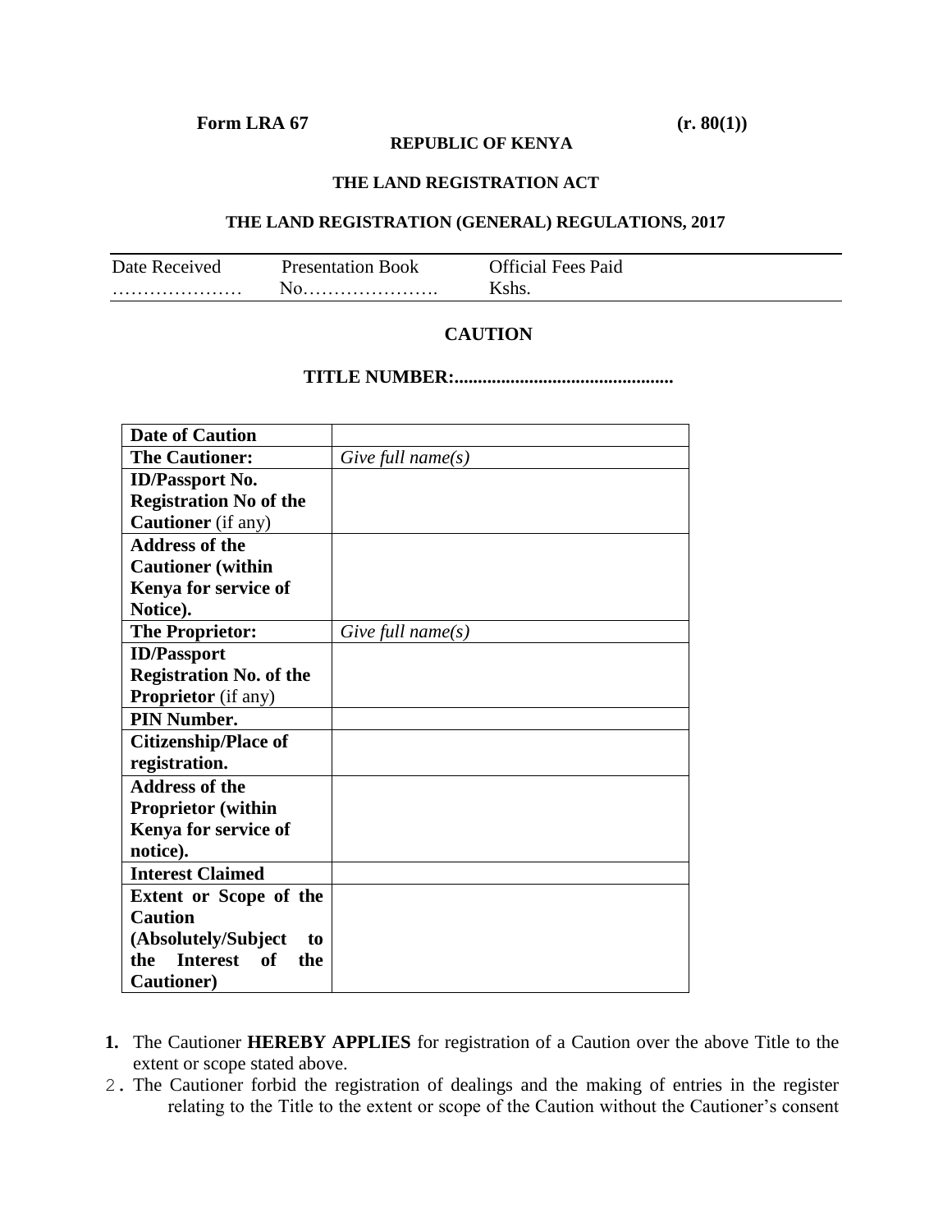**Form LRA 67** **(r. 80(1))**

**REPUBLIC OF KENYA**

**THE LAND REGISTRATION ACT**

**THE LAND REGISTRATION (GENERAL) REGULATIONS, 2017**

| Date Received | Presentation Book | Official Fees Paid |
|---|---|---|
| ………………… | No…………………. | Kshs. |

## CAUTION

**TITLE NUMBER:..............................................**

| **Date of Caution** | |
|---|---|
| **The Cautioner:** | *Give full name(s)* |
| **ID/Passport No. Registration No of the Cautioner** (if any) | |
| **Address of the Cautioner (within Kenya for service of Notice).** | |
| **The Proprietor:** | *Give full name(s)* |
| **ID/Passport Registration No. of the Proprietor** (if any) | |
| **PIN Number.** | |
| **Citizenship/Place of registration.** | |
| **Address of the Proprietor (within Kenya for service of notice).** | |
| **Interest Claimed** | |
| **Extent or Scope of the Caution (Absolutely/Subject to the Interest of the Cautioner)** | |

1. The Cautioner **HEREBY APPLIES** for registration of a Caution over the above Title to the extent or scope stated above.
2. The Cautioner forbid the registration of dealings and the making of entries in the register relating to the Title to the extent or scope of the Caution without the Cautioner's consent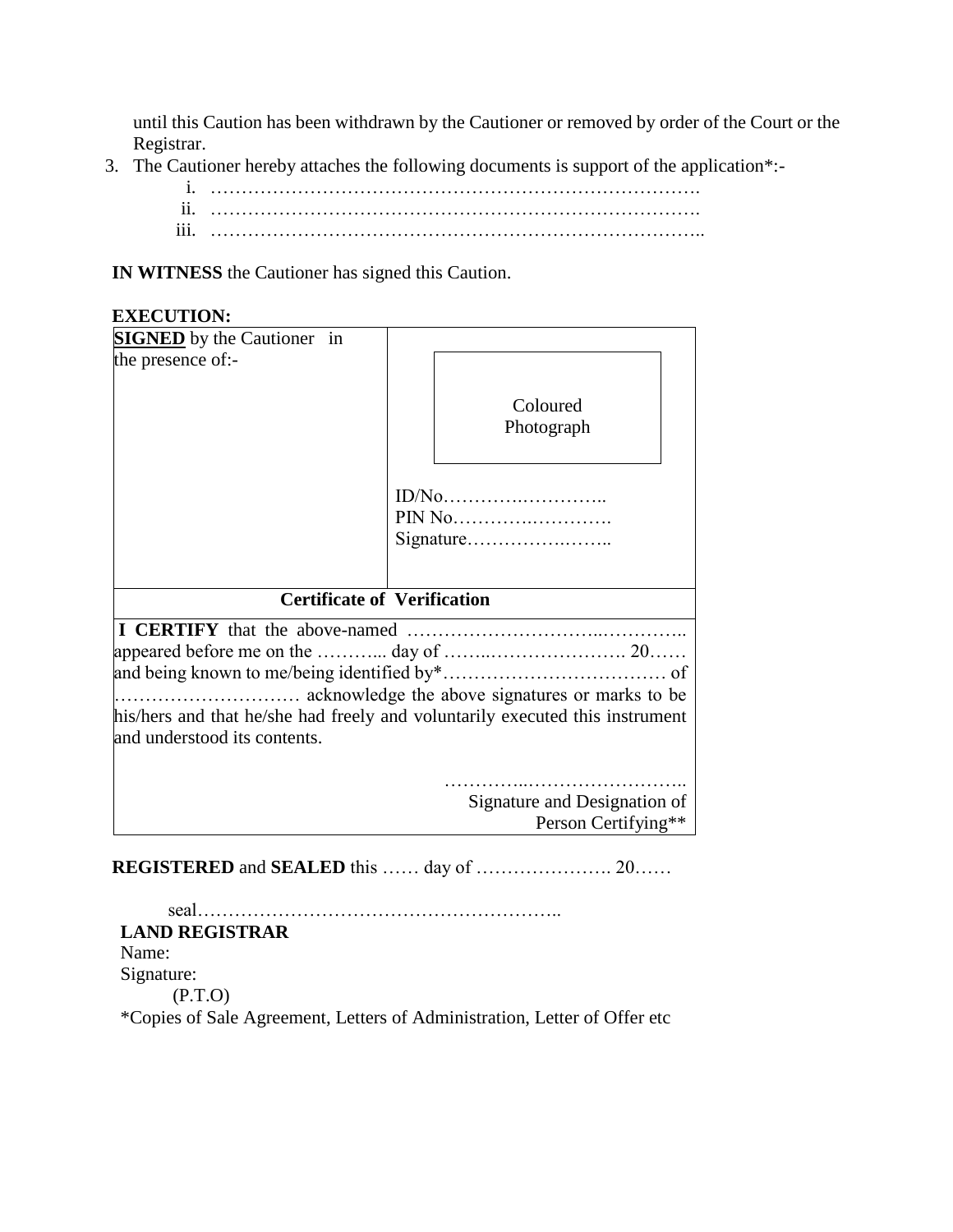until this Caution has been withdrawn by the Cautioner or removed by order of the Court or the Registrar.

3. The Cautioner hereby attaches the following documents is support of the application*:-
   i. ……………………………………………………………………….
   ii. ……………………………………………………………………….
   iii. ………………………………………………………………………..

**IN WITNESS** the Cautioner has signed this Caution.

**EXECUTION:**

| **SIGNED** by the Cautioner in the presence of:- | Coloured Photograph<br><br>ID/No………….………….. <br>PIN No………….…………. <br>Signature……………..…….. |
| --- | --- |
| **Certificate of Verification** | |
| **I CERTIFY** that the above-named ………………………..………….. appeared before me on the ………... day of ……..…………………. 20…… and being known to me/being identified by*……………………………… of ………………………… acknowledge the above signatures or marks to be his/hers and that he/she had freely and voluntarily executed this instrument and understood its contents.<br><br>…………..…………………….. <br>Signature and Designation of Person Certifying** | |

**REGISTERED** and **SEALED** this …… day of …………………. 20……

seal…………………………………………………..

**LAND REGISTRAR**

Name:

Signature:

(P.T.O)

*Copies of Sale Agreement, Letters of Administration, Letter of Offer etc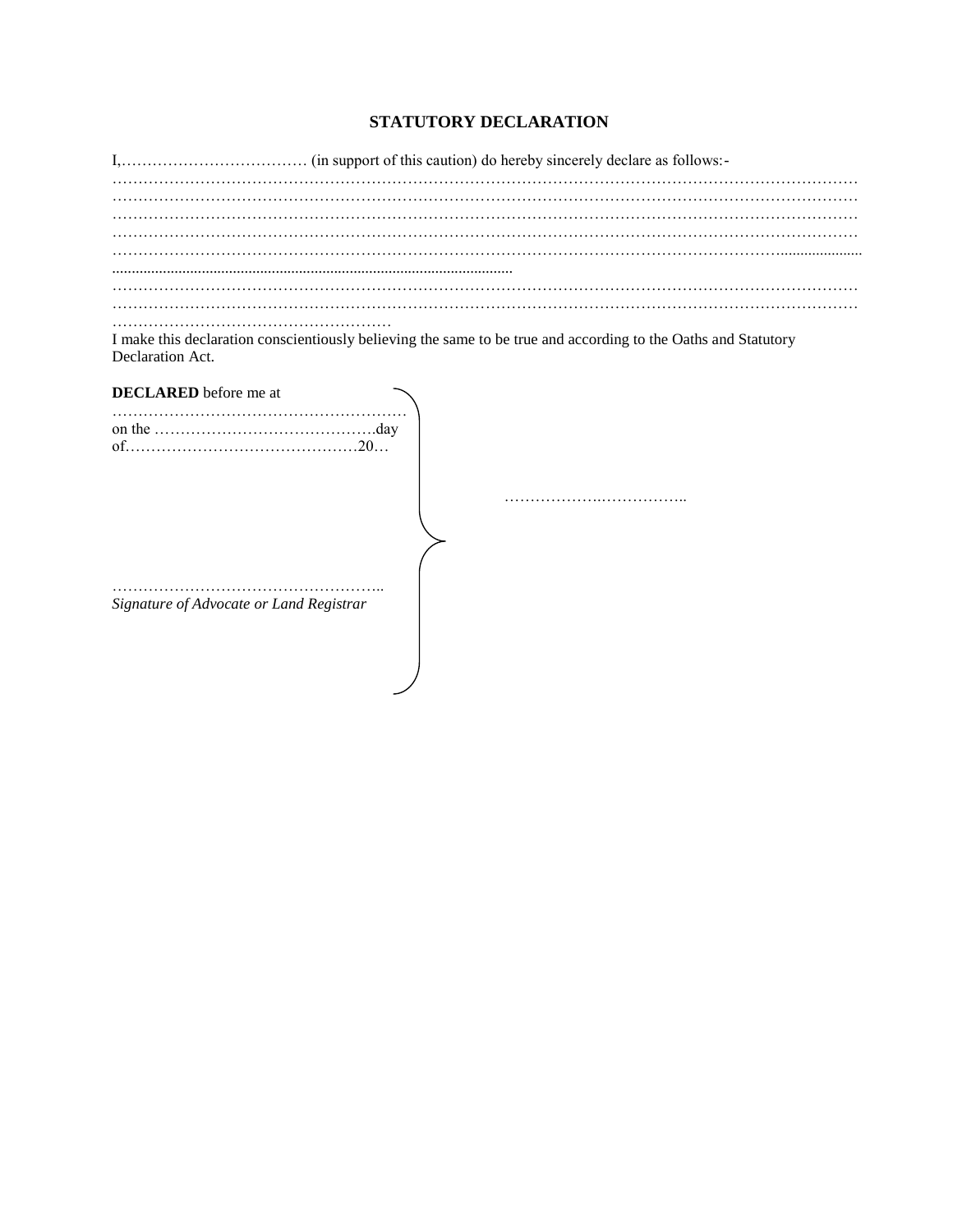## STATUTORY DECLARATION

I,……………………………… (in support of this caption) do hereby sincerely declare as follows:-
………………………………………………………………………………………………………………………………
………………………………………………………………………………………………………………………………
………………………………………………………………………………………………………………………………
………………………………………………………………………………………………………………………………
………………………………………………………………………………………………………………………………
………………………………………………………………………………
………………………………………………………………………………………………………………………………
………………………………………………………………………………………………………………………………
………………………………………………

I make this declaration conscientiously believing the same to be true and according to the Oaths and Statutory Declaration Act.

**DECLARED** before me at
…………………………………………………
on the ……………………………………day
of………………………………………20…

……………….……………..

……………………………………………..
*Signature of Advocate or Land Registrar*